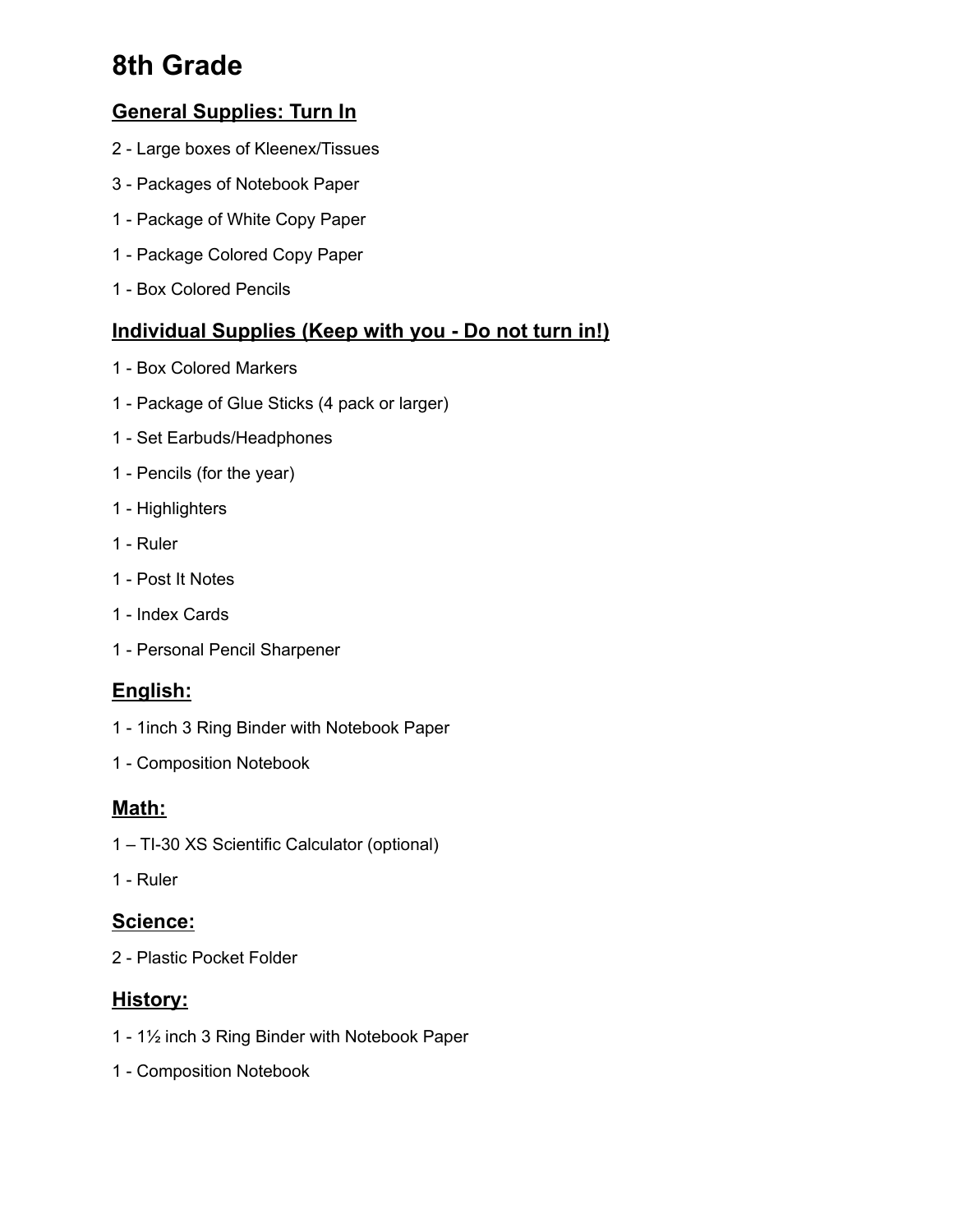# 8th Grade

## General Supplies: Turn In

2 - Large boxes of Kleenex/Tissues

3 - Packages of Notebook Paper

1 - Package of White Copy Paper

1 - Package Colored Copy Paper

1 - Box Colored Pencils

## Individual Supplies (Keep with you - Do not turn in!)

1 - Box Colored Markers

1 - Package of Glue Sticks (4 pack or larger)

1 - Set Earbuds/Headphones

1 - Pencils (for the year)

1 - Highlighters

1 - Ruler

1 - Post It Notes

1 - Index Cards

1 - Personal Pencil Sharpener

## English:

1 - 1inch 3 Ring Binder with Notebook Paper

1 - Composition Notebook

## Math:

1 – TI-30 XS Scientific Calculator (optional)

1 - Ruler

## Science:

2 - Plastic Pocket Folder

## History:

1 - 1½ inch 3 Ring Binder with Notebook Paper

1 - Composition Notebook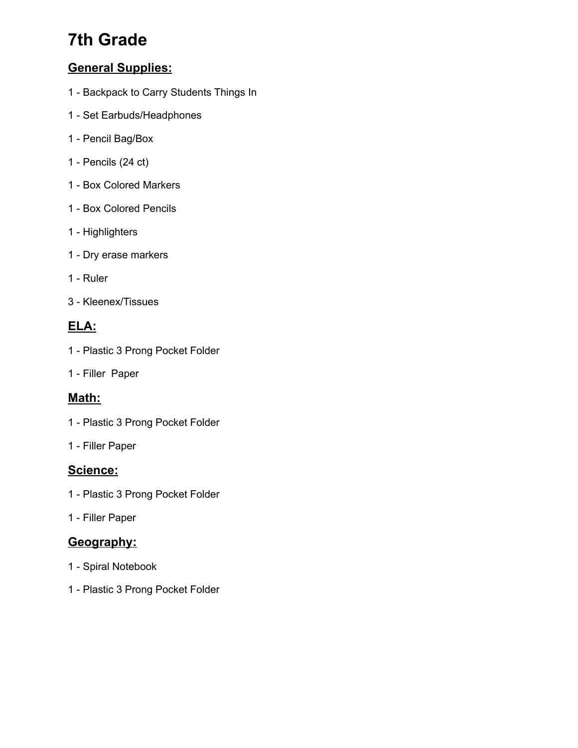# 7th Grade

## General Supplies:

1 - Backpack to Carry Students Things In

1 - Set Earbuds/Headphones

1 - Pencil Bag/Box

1 - Pencils (24 ct)

1 - Box Colored Markers

1 - Box Colored Pencils

1 - Highlighters

1 - Dry erase markers

1 - Ruler

3 - Kleenex/Tissues

## ELA:

1 - Plastic 3 Prong Pocket Folder

1 - Filler  Paper

## Math:

1 - Plastic 3 Prong Pocket Folder

1 - Filler Paper

## Science:

1 - Plastic 3 Prong Pocket Folder

1 - Filler Paper

## Geography:

1 - Spiral Notebook

1 - Plastic 3 Prong Pocket Folder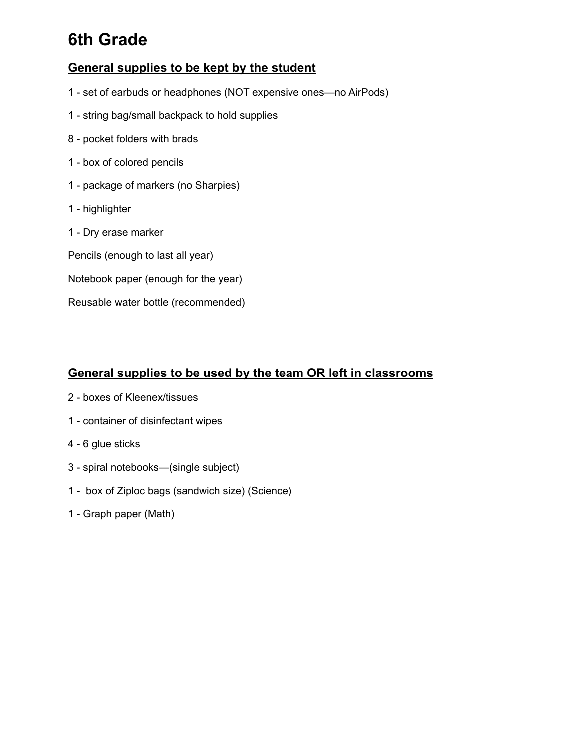# 6th Grade

## General supplies to be kept by the student

1 - set of earbuds or headphones (NOT expensive ones—no AirPods)

1 - string bag/small backpack to hold supplies

8 - pocket folders with brads

1 - box of colored pencils

1 - package of markers (no Sharpies)

1 - highlighter

1 - Dry erase marker

Pencils (enough to last all year)

Notebook paper (enough for the year)

Reusable water bottle (recommended)

## General supplies to be used by the team OR left in classrooms

2 - boxes of Kleenex/tissues

1 - container of disinfectant wipes

4 - 6 glue sticks

3 - spiral notebooks—(single subject)

1 - box of Ziploc bags (sandwich size) (Science)

1 - Graph paper (Math)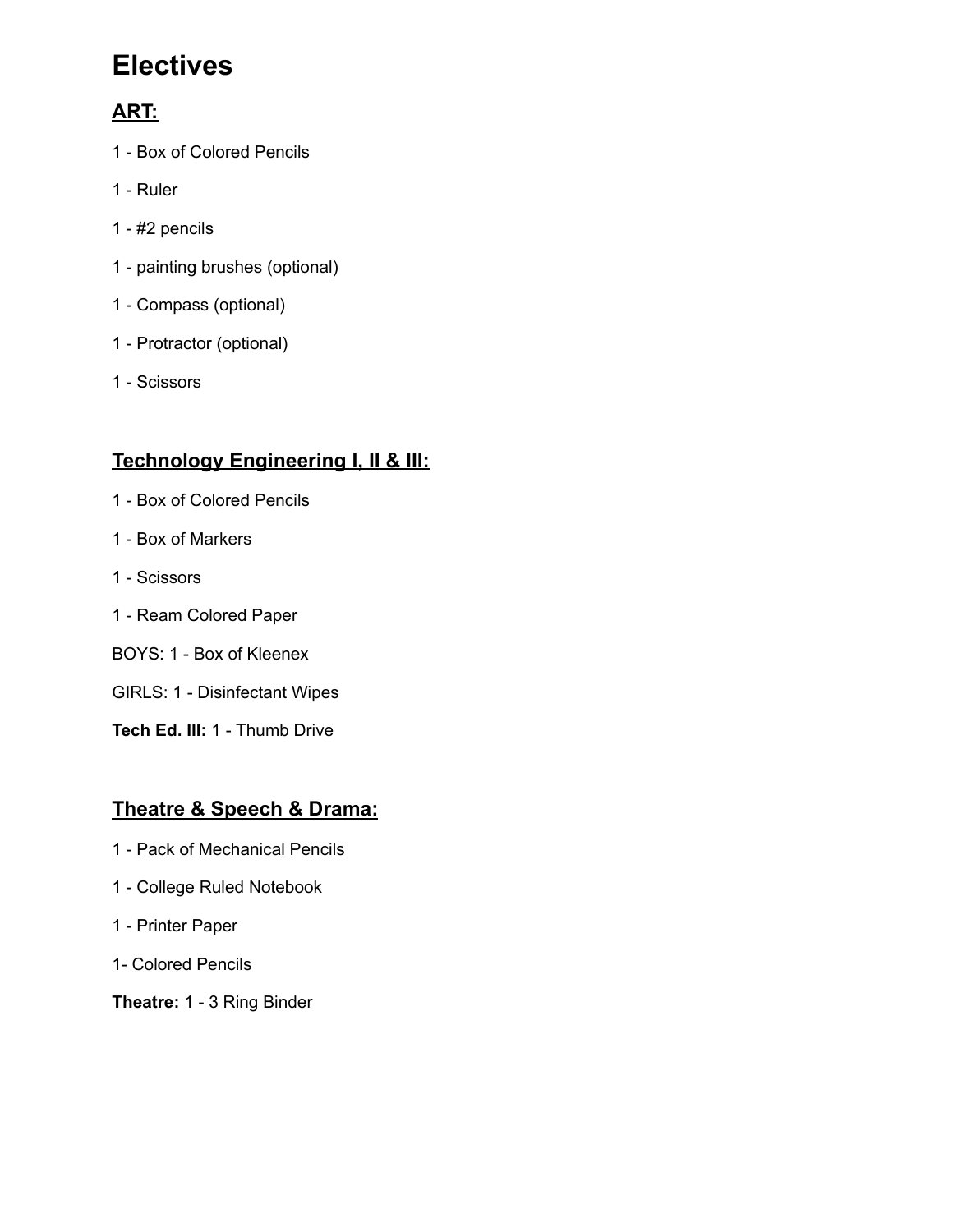# Electives

## **ART:**

1 - Box of Colored Pencils

1 - Ruler

1 - #2 pencils

1 - painting brushes (optional)

1 - Compass (optional)

1 - Protractor (optional)

1 - Scissors

## **Technology Engineering I, II & III:**

1 - Box of Colored Pencils

1 - Box of Markers

1 - Scissors

1 - Ream Colored Paper

BOYS: 1 - Box of Kleenex

GIRLS: 1 - Disinfectant Wipes

**Tech Ed. III:** 1 - Thumb Drive

## **Theatre & Speech & Drama:**

1 - Pack of Mechanical Pencils

1 - College Ruled Notebook

1 - Printer Paper

1- Colored Pencils

**Theatre:** 1 - 3 Ring Binder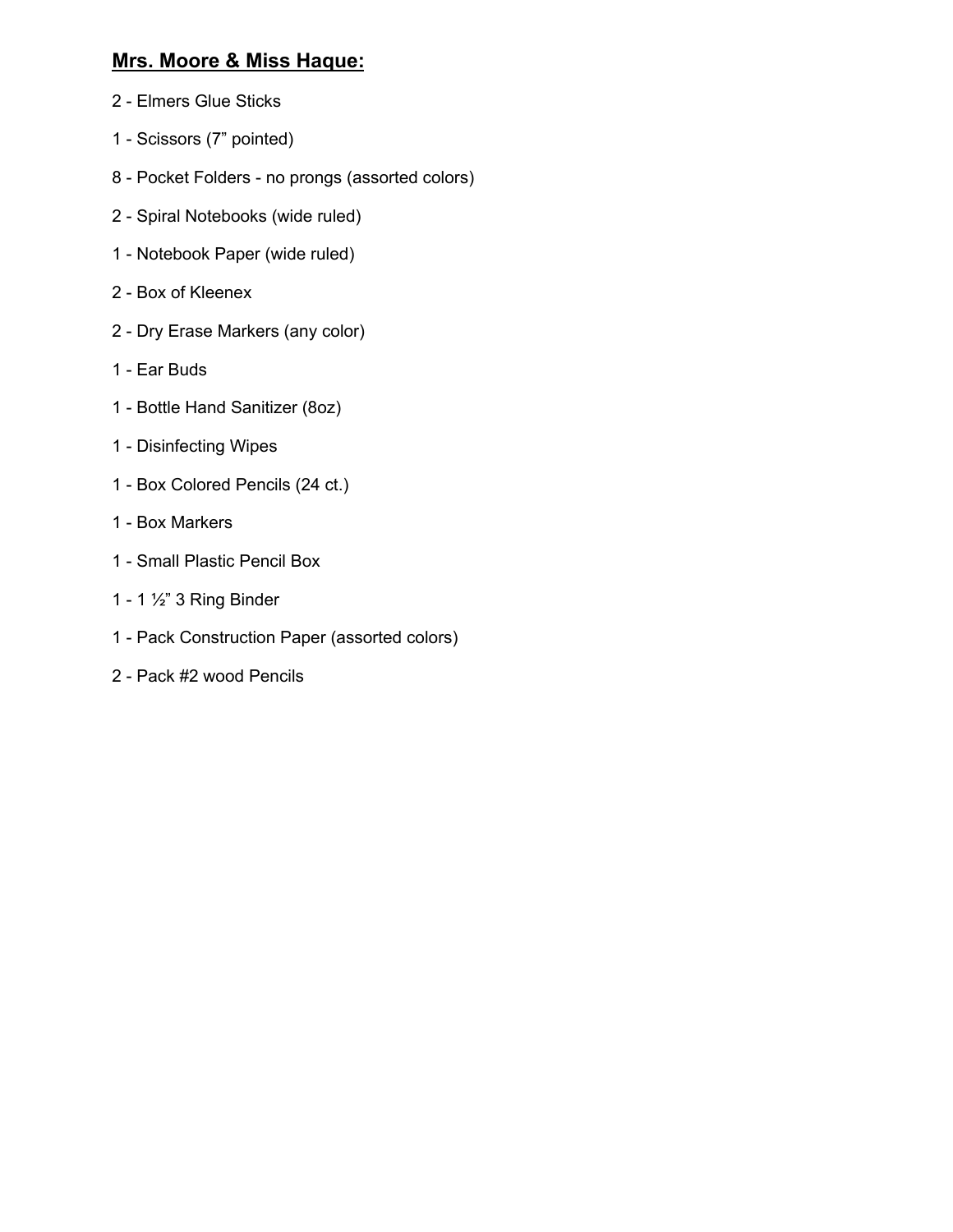## **<u>Mrs. Moore & Miss Haque:</u>**

2 - Elmers Glue Sticks

1 - Scissors (7” pointed)

8 - Pocket Folders - no prongs (assorted colors)

2 - Spiral Notebooks (wide ruled)

1 - Notebook Paper (wide ruled)

2 - Box of Kleenex

2 - Dry Erase Markers (any color)

1 - Ear Buds

1 - Bottle Hand Sanitizer (8oz)

1 - Disinfecting Wipes

1 - Box Colored Pencils (24 ct.)

1 - Box Markers

1 - Small Plastic Pencil Box

1 - 1 ½” 3 Ring Binder

1 - Pack Construction Paper (assorted colors)

2 - Pack #2 wood Pencils